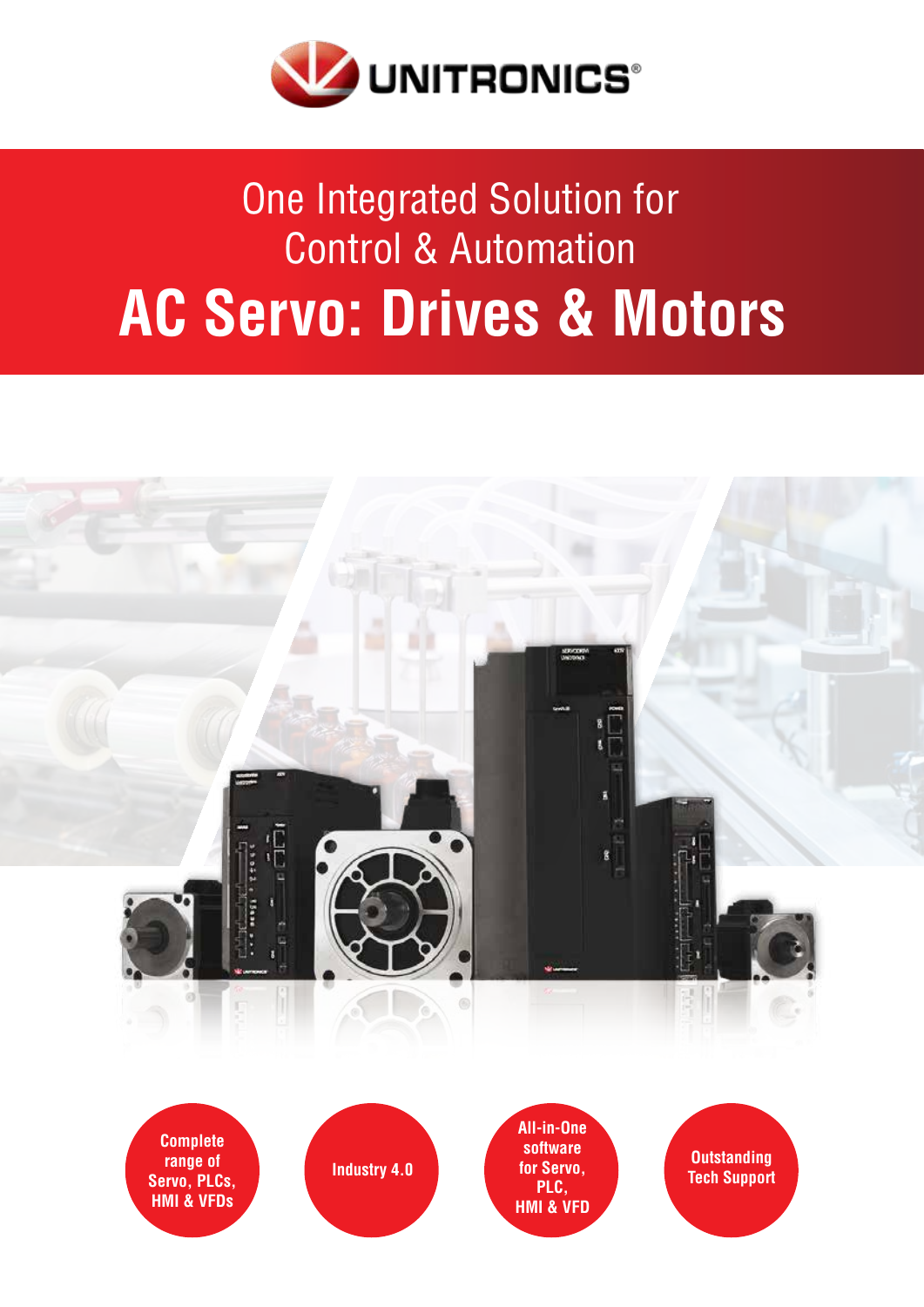UNITRONICS®

One Integrated Solution for Control & Automation

# AC Servo: Drives & Motors

**Complete range of Servo, PLCs, HMI & VFDs**

**Industry 4.0**

**All-in-One software for Servo, PLC, HMI & VFD**

**Outstanding Tech Support**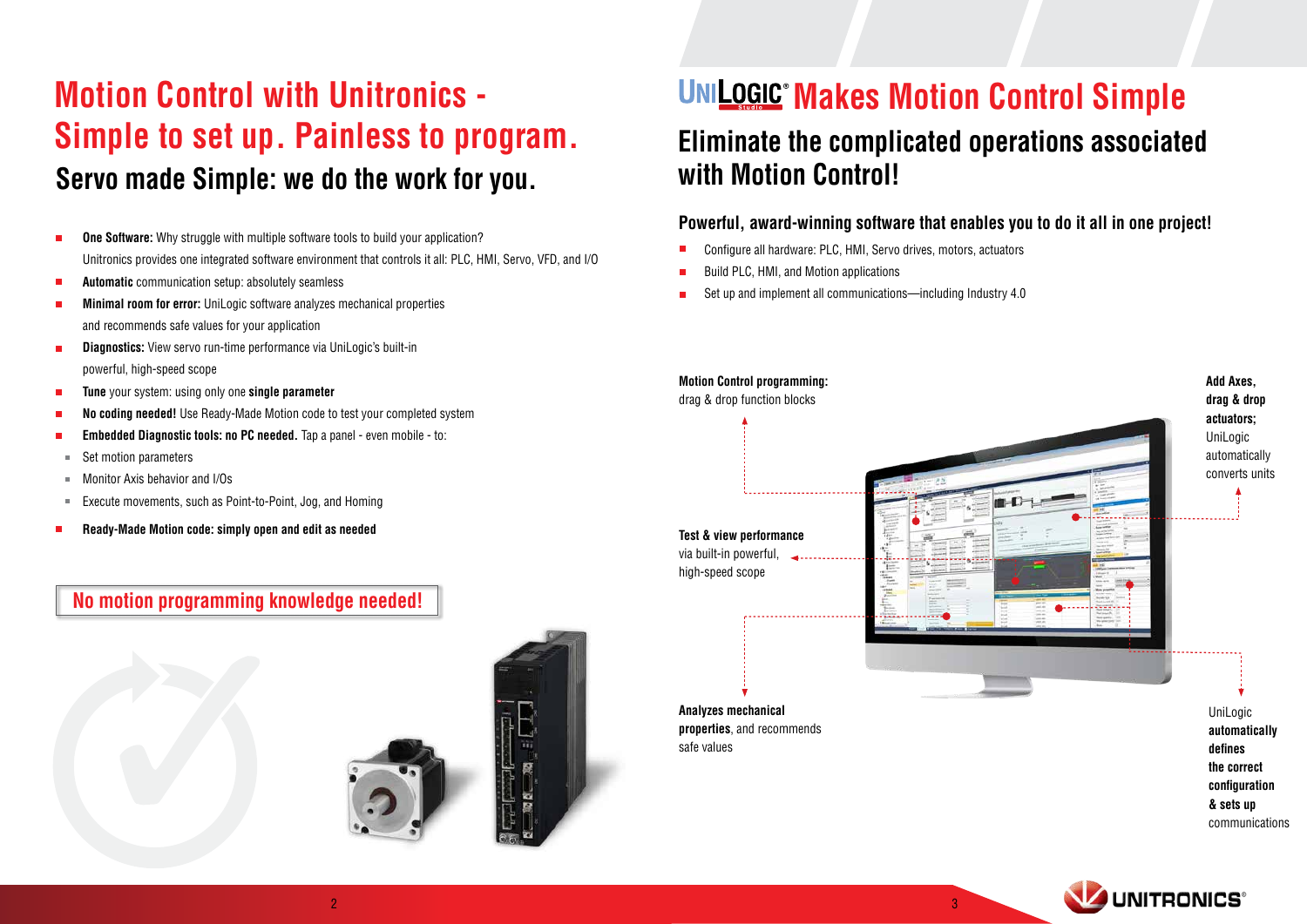# Motion Control with Unitronics - Simple to set up. Painless to program.

## Servo made Simple: we do the work for you.

- **One Software:** Why struggle with multiple software tools to build your application? Unitronics provides one integrated software environment that controls it all: PLC, HMI, Servo, VFD, and I/O
- **Automatic** communication setup: absolutely seamless
- **Minimal room for error:** UniLogic software analyzes mechanical properties and recommends safe values for your application
- **Diagnostics:** View servo run-time performance via UniLogic's built-in powerful, high-speed scope
- **Tune** your system: using only one **single parameter**
- **No coding needed!** Use Ready-Made Motion code to test your completed system
- **Embedded Diagnostic tools: no PC needed.** Tap a panel - even mobile - to:
  - Set motion parameters
  - Monitor Axis behavior and I/Os
  - Execute movements, such as Point-to-Point, Jog, and Homing
- **Ready-Made Motion code: simply open and edit as needed**

**No motion programming knowledge needed!**

# UniLogic® Makes Motion Control Simple

## Eliminate the complicated operations associated with Motion Control!

### Powerful, award-winning software that enables you to do it all in one project!

- Configure all hardware: PLC, HMI, Servo drives, motors, actuators
- Build PLC, HMI, and Motion applications
- Set up and implement all communications—including Industry 4.0

**Motion Control programming:** drag & drop function blocks

**Add Axes, drag & drop actuators;** UniLogic automatically converts units

**Test & view performance** via built-in powerful, high-speed scope

**Analyzes mechanical properties**, and recommends safe values

UniLogic **automatically defines the correct configuration & sets up** communications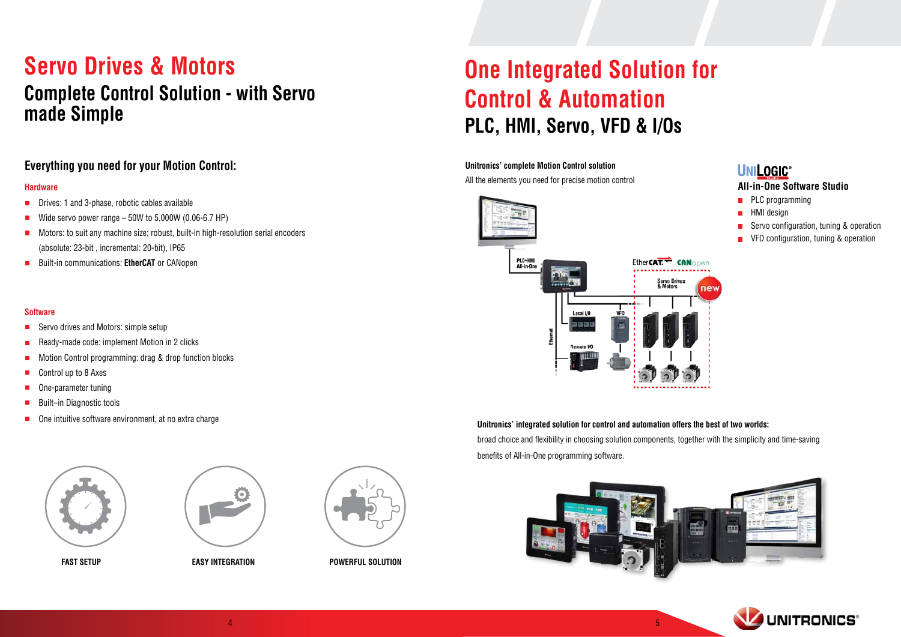# Servo Drives & Motors

## Complete Control Solution - with Servo made Simple

### Everything you need for your Motion Control:

**Hardware**

- Drives: 1 and 3-phase, robotic cables available
- Wide servo power range – 50W to 5,000W (0.06-6.7 HP)
- Motors: to suit any machine size; robust, built-in high-resolution serial encoders (absolute: 23-bit , incremental: 20-bit), IP65
- Built-in communications: **EtherCAT** or CANopen

**Software**

- Servo drives and Motors: simple setup
- Ready-made code: implement Motion in 2 clicks
- Motion Control programming: drag & drop function blocks
- Control up to 8 Axes
- One-parameter tuning
- Built–in Diagnostic tools
- One intuitive software environment, at no extra charge

FAST SETUP

EASY INTEGRATION

POWERFUL SOLUTION

# One Integrated Solution for Control & Automation

## PLC, HMI, Servo, VFD & I/Os

**Unitronics' complete Motion Control solution**

All the elements you need for precise motion control

PLC+HMI All-in-One

EtherCAT CANopen

Servo Drives & Motors

new

Local I/O

VFD

Ethernet

Remote I/O

**UNILOGIC® Studio**

### All-in-One Software Studio

- PLC programming
- HMI design
- Servo configuration, tuning & operation
- VFD configuration, tuning & operation

**Unitronics' integrated solution for control and automation offers the best of two worlds:**

broad choice and flexibility in choosing solution components, together with the simplicity and time-saving benefits of All-in-One programming software.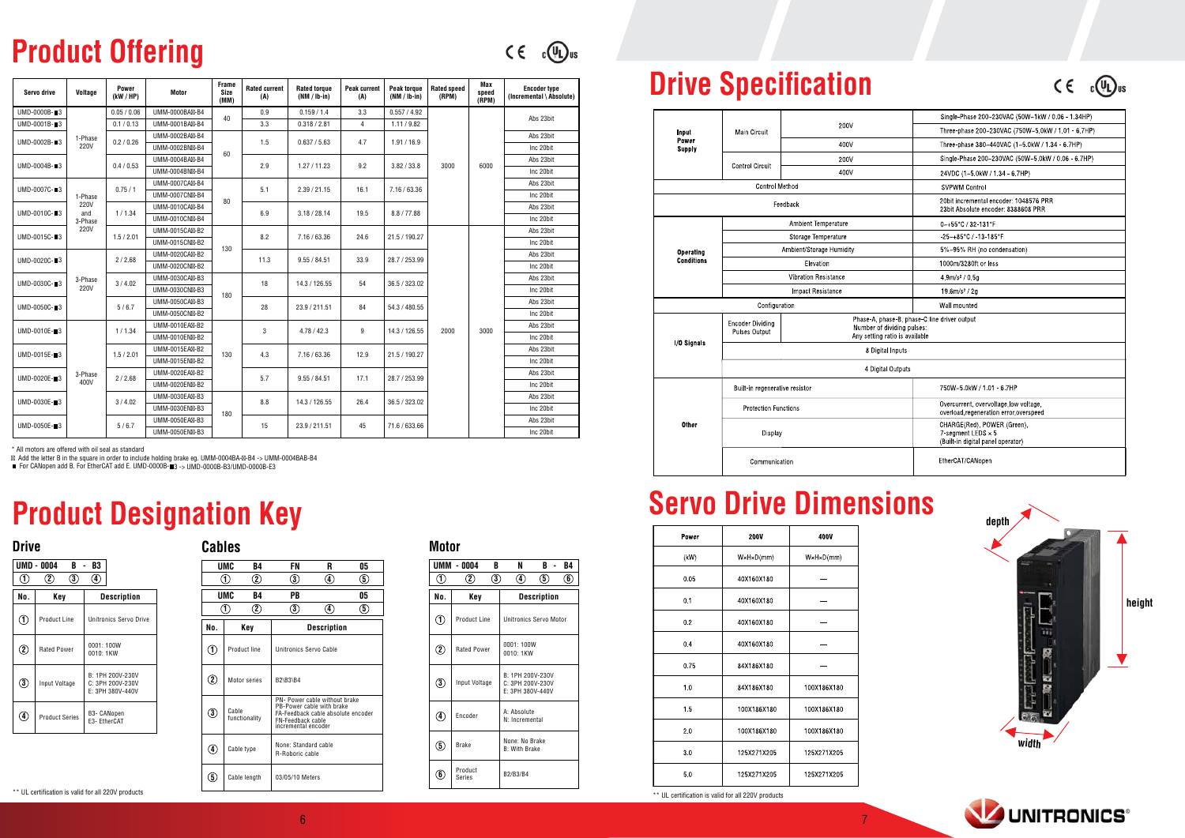# Product Offering

| Servo drive | Voltage | Power (kW / HP) | Motor | Frame Size (MM) | Rated current (A) | Rated torque (NM / lb-in) | Peak current (A) | Peak torque (NM / lb-in) | Rated speed (RPM) | Max speed (RPM) | Encoder type (Incremental \ Absolute) |
|---|---|---|---|---|---|---|---|---|---|---|---|
| UMD-0000B-■3 | 1-Phase 220V | 0.05 / 0.06 | UMM-0000BA⊠-B4 | 40 | 0.9 | 0.159 / 1.4 | 3.3 | 0.557 / 4.92 | 3000 | 6000 | Abs 23bit |
| UMD-0001B-■3 | | 0.1 / 0.13 | UMM-0001BA⊠-B4 | | 3.3 | 0.318 / 2.81 | 4 | 1.11 / 9.82 | | | |
| UMD-0002B-■3 | | 0.2 / 0.26 | UMM-0002BA⊠-B4 | 60 | 1.5 | 0.637 / 5.63 | 4.7 | 1.91 / 16.9 | | | Abs 23bit |
| | | | UMM-0002BN⊠-B4 | | | | | | | | Inc 20bit |
| UMD-0004B-■3 | | 0.4 / 0.53 | UMM-0004BA⊠-B4 | | 2.9 | 1.27 / 11.23 | 9.2 | 3.82 / 33.8 | | | Abs 23bit |
| | | | UMM-0004BN⊠-B4 | | | | | | | | Inc 20bit |
| UMD-0007C-■3 | 1-Phase 220V and 3-Phase 220V | 0.75 / 1 | UMM-0007CA⊠-B4 | 80 | 5.1 | 2.39 / 21.15 | 16.1 | 7.16 / 63.36 | | | Abs 23bit |
| | | | UMM-0007CN⊠-B4 | | | | | | | | Inc 20bit |
| UMD-0010C-■3 | | 1 / 1.34 | UMM-0010CA⊠-B4 | | 6.9 | 3.18 / 28.14 | 19.5 | 8.8 / 77.88 | | | Abs 23bit |
| | | | UMM-0010CN⊠-B4 | | | | | | | | Inc 20bit |
| UMD-0015C-■3 | | 1.5 / 2.01 | UMM-0015CA⊠-B2 | 130 | 8.2 | 7.16 / 63.36 | 24.6 | 21.5 / 190.27 | 2000 | 3000 | Abs 23bit |
| | | | UMM-0015CN⊠-B2 | | | | | | | | Inc 20bit |
| UMD-0020C-■3 | 3-Phase 220V | 2 / 2.68 | UMM-0020CA⊠-B2 | | 11.3 | 9.55 / 84.51 | 33.9 | 28.7 / 253.99 | | | Abs 23bit |
| | | | UMM-0020CN⊠-B2 | | | | | | | | Inc 20bit |
| UMD-0030C-■3 | | 3 / 4.02 | UMM-0030CA⊠-B3 | 180 | 18 | 14.3 / 126.55 | 54 | 36.5 / 323.02 | | | Abs 23bit |
| | | | UMM-0030CN⊠-B3 | | | | | | | | Inc 20bit |
| UMD-0050C-■3 | | 5 / 6.7 | UMM-0050CA⊠-B3 | | 28 | 23.9 / 211.51 | 84 | 54.3 / 480.55 | | | Abs 23bit |
| | | | UMM-0050CN⊠-B3 | | | | | | | | Inc 20bit |
| UMD-0010E-■3 | 3-Phase 400V | 1 / 1.34 | UMM-0010EA⊠-B2 | 130 | 3 | 4.78 / 42.3 | 9 | 14.3 / 126.55 | | | Abs 23bit |
| | | | UMM-0010EN⊠-B2 | | | | | | | | Inc 20bit |
| UMD-0015E-■3 | | 1.5 / 2.01 | UMM-0015EA⊠-B2 | | 4.3 | 7.16 / 63.36 | 12.9 | 21.5 / 190.27 | | | Abs 23bit |
| | | | UMM-0015EN⊠-B2 | | | | | | | | Inc 20bit |
| UMD-0020E-■3 | | 2 / 2.68 | UMM-0020EA⊠-B2 | | 5.7 | 9.55 / 84.51 | 17.1 | 28.7 / 253.99 | | | Abs 23bit |
| | | | UMM-0020EN⊠-B2 | | | | | | | | Inc 20bit |
| UMD-0030E-■3 | | 3 / 4.02 | UMM-0030EA⊠-B3 | 180 | 8.8 | 14.3 / 126.55 | 26.4 | 36.5 / 323.02 | | | Abs 23bit |
| | | | UMM-0030EN⊠-B3 | | | | | | | | Inc 20bit |
| UMD-0050E-■3 | | 5 / 6.7 | UMM-0050EA⊠-B3 | | 15 | 23.9 / 211.51 | 45 | 71.6 / 633.66 | | | Abs 23bit |
| | | | UMM-0050EN⊠-B3 | | | | | | | | Inc 20bit |

* All motors are offered with oil seal as standard
⊠ Add the letter B in the square in order to include holding brake eg. UMM-0004BA-⊠-B4 -> UMM-0004BAB-B4
■ For CANopen add B. For EtherCAT add E. UMD-0000B-■3 -> UMD-0000B-B3/UMD-0000B-E3

# Product Designation Key

## Drive

UMD - 0004 B - B3
① ② ③ ④

| No. | Key | Description |
|---|---|---|
| ① | Product Line | Unitronics Servo Drive |
| ② | Rated Power | 0001: 100W<br>0010: 1KW |
| ③ | Input Voltage | B: 1PH 200V-230V<br>C: 3PH 200V-230V<br>E: 3PH 380V-440V |
| ④ | Product Series | B3- CANopen<br>E3- EtherCAT |

## Cables

UMC B4 FN R 05
① ② ③ ④ ⑤

UMC B4 PB 05
① ② ③ ④ ⑤

| No. | Key | Description |
|---|---|---|
| ① | Product line | Unitronics Servo Cable |
| ② | Motor series | B2\B3\B4 |
| ③ | Cable functionality | PN- Power cable without brake<br>PB-Power cable with brake<br>FA-Feedback cable absolute encoder<br>FN-Feedback cable incremental encoder |
| ④ | Cable type | None: Standard cable<br>R-Roboric cable |
| ⑤ | Cable length | 03/05/10 Meters |

## Motor

UMM - 0004 B N B - B4
① ② ③ ④ ⑤ ⑥

| No. | Key | Description |
|---|---|---|
| ① | Product Line | Unitronics Servo Motor |
| ② | Rated Power | 0001: 100W<br>0010: 1KW |
| ③ | Input Voltage | B: 1PH 200V-230V<br>C: 3PH 200V-230V<br>E: 3PH 380V-440V |
| ④ | Encoder | A: Absolute<br>N: Incremental |
| ⑤ | Brake | None: No Brake<br>B: With Brake |
| ⑥ | Product Series | B2/B3/B4 |

** UL certification is valid for all 220V products

# Drive Specification

| | | | |
|---|---|---|---|
| Input Power Supply | Main Circuit | 200V | Single-Phase 200~230VAC (50W~1kW / 0.06 - 1.34HP) |
| | | | Three-phase 200~230VAC (750W~5.0kW / 1.01 - 6.7HP) |
| | | 400V | Three-phase 380~440VAC (1~5.0kW / 1.34 - 6.7HP) |
| | Control Circuit | 200V | Single-Phase 200~230VAC (50W~5.0kW / 0.06 - 6.7HP) |
| | | 400V | 24VDC (1~5.0kW / 1.34 - 6.7HP) |
| Control Method | | | SVPWM Control |
| Feedback | | | 20bit incremental encoder: 1048576 PRR<br>23bit Absolute encoder: 8388608 PRR |
| Operating Conditions | Ambient Temperature | | 0~+55°C / 32-131°F |
| | Storage Temperature | | -25~+85°C / -13-185°F |
| | Ambient/Storage Humidity | | 5%~95% RH (no condensation) |
| | Elevation | | 1000m/3280ft or less |
| | Vibration Resistance | | 4.9m/s² / 0.5g |
| | Impact Resistance | | 19.6m/s² / 2g |
| Configuration | | | Wall mounted |
| I/O Signals | Encoder Dividing Pulses Output | Phase-A, phase-B, phase-C line driver output<br>Number of dividing pulses:<br>Any setting ratio is available | |
| | 8 Digital Inputs | | |
| | 4 Digital Outputs | | |
| Other | Built-in regenerative resistor | | 750W~5.0kW / 1.01 - 6.7HP |
| | Protection Functions | | Overcurrent, overvoltage,low voltage, overload,regeneration error,overspeed |
| | Display | | CHARGE(Red), POWER (Green),<br>7-segment LEDS × 5<br>(Built-in digital panel operator) |
| | Communication | | EtherCAT/CANopen |

# Servo Drive Dimensions

| Power | 200V | 400V |
|---|---|---|
| (kW) | W×H×D(mm) | W×H×D(mm) |
| 0.05 | 40X160X180 | — |
| 0.1 | 40X160X180 | — |
| 0.2 | 40X160X180 | — |
| 0.4 | 40X160X180 | — |
| 0.75 | 84X186X180 | — |
| 1.0 | 84X186X180 | 100X186X180 |
| 1.5 | 100X186X180 | 100X186X180 |
| 2.0 | 100X186X180 | 100X186X180 |
| 3.0 | 125X271X205 | 125X271X205 |
| 5.0 | 125X271X205 | 125X271X205 |

depth

height

width

** UL certification is valid for all 220V products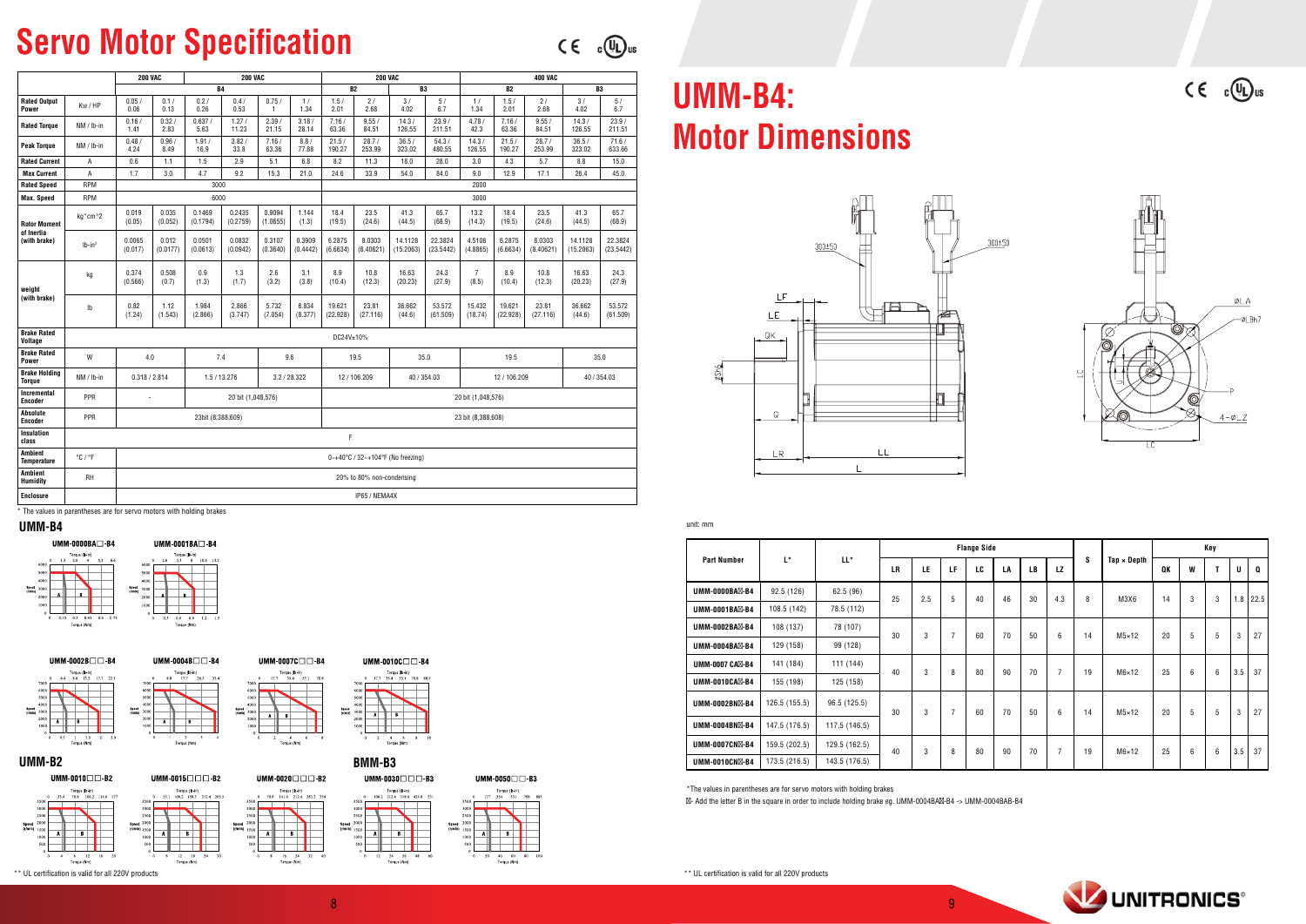# Servo Motor Specification

|  |  | 200 VAC |  | 200 VAC |  |  |  | 200 VAC |  |  |  | 400 VAC |  |  |  |  |
|---|---|---|---|---|---|---|---|---|---|---|---|---|---|---|---|---|
|  |  | B4 |  |  |  |  |  | B2 |  | B3 |  | B2 |  |  | B3 |  |
| Rated Output Power | Kw / HP | 0.05 / 0.06 | 0.1 / 0.13 | 0.2 / 0.26 | 0.4 / 0.53 | 0.75 / 1 | 1 / 1.34 | 1.5 / 2.01 | 2 / 2.68 | 3 / 4.02 | 5 / 6.7 | 1 / 1.34 | 1.5 / 2.01 | 2 / 2.68 | 3 / 4.02 | 5 / 6.7 |
| Rated Torque | NM / lb-in | 0.16 / 1.41 | 0.32 / 2.83 | 0.637 / 5.63 | 1.27 / 11.23 | 2.39 / 21.15 | 3.18 / 28.14 | 7.16 / 63.36 | 9.55 / 84.51 | 14.3 / 126.55 | 23.9 / 211.51 | 4.78 / 42.3 | 7.16 / 63.36 | 9.55 / 84.51 | 14.3 / 126.55 | 23.9 / 211.51 |
| Peak Torque | NM / lb-in | 0.48 / 4.24 | 0.96 / 8.49 | 1.91 / 16.9 | 3.82 / 33.8 | 7.16 / 63.36 | 8.8 / 77.88 | 21.5 / 190.27 | 28.7 / 253.99 | 36.5 / 323.02 | 54.3 / 480.55 | 14.3 / 126.55 | 21.5 / 190.27 | 28.7 / 253.99 | 36.5 / 323.02 | 71.6 / 633.66 |
| Rated Current | A | 0.6 | 1.1 | 1.5 | 2.9 | 5.1 | 6.8 | 8.2 | 11.3 | 18.0 | 28.0 | 3.0 | 4.3 | 5.7 | 8.8 | 15.0 |
| Max Current | A | 1.7 | 3.0 | 4.7 | 9.2 | 15.3 | 21.0 | 24.6 | 33.9 | 54.0 | 84.0 | 9.0 | 12.9 | 17.1 | 26.4 | 45.0 |
| Rated Speed | RPM | 3000 |  |  |  |  |  | 2000 |  |  |  |  |  |  |  |  |
| Max. Speed | RPM | 6000 |  |  |  |  |  | 3000 |  |  |  |  |  |  |  |  |
| Rotor Moment of Inertia (with brake) | kg*cm^2 | 0.019 (0.05) | 0.035 (0.052) | 0.1469 (0.1794) | 0.2435 (0.2759) | 0.9094 (1.0655) | 1.144 (1.3) | 18.4 (19.5) | 23.5 (24.6) | 41.3 (44.5) | 65.7 (68.9) | 13.2 (14.3) | 18.4 (19.5) | 23.5 (24.6) | 41.3 (44.5) | 65.7 (68.9) |
|  | lb-in² | 0.0065 (0.017) | 0.012 (0.0177) | 0.0501 (0.0613) | 0.0832 (0.0942) | 0.3107 (0.3640) | 0.3909 (0.4442) | 6.2875 (6.6634) | 8.0303 (8.40621) | 14.1128 (15.2063) | 22.3824 (23.5442) | 4.5106 (4.8865) | 6.2875 (6.6634) | 8.0303 (8.40621) | 14.1128 (15.2063) | 22.3824 (23.5442) |
| weight (with brake) | kg | 0.374 (0.566) | 0.508 (0.7) | 0.9 (1.3) | 1.3 (1.7) | 2.6 (3.2) | 3.1 (3.8) | 8.9 (10.4) | 10.8 (12.3) | 16.63 (20.23) | 24.3 (27.9) | 7 (8.5) | 8.9 (10.4) | 10.8 (12.3) | 16.63 (20.23) | 24.3 (27.9) |
|  | lb | 0.82 (1.24) | 1.12 (1.543) | 1.984 (2.866) | 2.866 (3.747) | 5.732 (7.054) | 6.834 (8.377) | 19.621 (22.928) | 23.81 (27.116) | 36.662 (44.6) | 53.572 (61.509) | 15.432 (18.74) | 19.621 (22.928) | 23.81 (27.116) | 36.662 (44.6) | 53.572 (61.509) |
| Brake Rated Voltage |  | DC24V±10% |  |  |  |  |  |  |  |  |  |  |  |  |  |  |
| Brake Rated Power | W | 4.0 |  | 7.4 |  | 9.6 |  | 19.5 |  | 35.0 |  | 19.5 |  |  | 35.0 |  |
| Brake Holding Torque | NM / lb-in | 0.318 / 2.814 |  | 1.5 / 13.276 |  | 3.2 / 28.322 |  | 12 / 106.209 |  | 40 / 354.03 |  | 12 / 106.209 |  |  | 40 / 354.03 |  |
| Incremental Encoder | PPR | - |  | 20 bit (1,048,576) |  |  |  | 20 bit (1,048,576) |  |  |  |  |  |  |  |  |
| Absolute Encoder | PPR | 23bit (8,388,609) |  |  |  |  |  | 23 bit (8,388,608) |  |  |  |  |  |  |  |  |
| Insulation class |  | F |  |  |  |  |  |  |  |  |  |  |  |  |  |  |
| Ambient Temperature | °C / °F | 0~+40°C / 32~+104°F (No freezing) |  |  |  |  |  |  |  |  |  |  |  |  |  |  |
| Ambient Humidity | RH | 20% to 80% non-condensing |  |  |  |  |  |  |  |  |  |  |  |  |  |  |
| Enclosure |  | IP65 / NEMA4X |  |  |  |  |  |  |  |  |  |  |  |  |  |  |

* The values in parentheses are for servo motors with holding brakes

## UMM-B4

UMM-0000BA□-B4 UMM-0001BA□-B4

UMM-0002B□□-B4 UMM-0004B□□-B4 UMM-0007C□□-B4 UMM-0010C□□-B4

## UMM-B2

UMM-0010□□-B2 UMM-0015□□□-B2 UMM-0020□□□-B2

## BMM-B3

UMM-0030□□□-B3 UMM-0050□□-B3

** UL certification is valid for all 220V products

# UMM-B4: Motor Dimensions

unit: mm

| Part Number | L* | LL* | Flange Side |  |  |  |  |  |  | S | Tap × Depth | Key |  |  |  |  |
|---|---|---|---|---|---|---|---|---|---|---|---|---|---|---|---|---|
|  |  |  | LR | LE | LF | LC | LA | LB | LZ |  |  | QK | W | T | U | Q |
| UMM-0000BA☒-B4 | 92.5 (126) | 62.5 (96) | 25 | 2.5 | 5 | 40 | 46 | 30 | 4.3 | 8 | M3X6 | 14 | 3 | 3 | 1.8 | 22.5 |
| UMM-0001BA☒-B4 | 108.5 (142) | 78.5 (112) |  |  |  |  |  |  |  |  |  |  |  |  |  |  |
| UMM-0002BA☒-B4 | 108 (137) | 78 (107) | 30 | 3 | 7 | 60 | 70 | 50 | 6 | 14 | M5×12 | 20 | 5 | 5 | 3 | 27 |
| UMM-0004BA☒-B4 | 129 (158) | 99 (128) |  |  |  |  |  |  |  |  |  |  |  |  |  |  |
| UMM-0007 CA☒-B4 | 141 (184) | 111 (144) | 40 | 3 | 8 | 80 | 90 | 70 | 7 | 19 | M6×12 | 25 | 6 | 6 | 3.5 | 37 |
| UMM-0010CA☒-B4 | 155 (198) | 125 (158) |  |  |  |  |  |  |  |  |  |  |  |  |  |  |
| UMM-0002BN☒-B4 | 126.5 (155.5) | 96.5 (125.5) | 30 | 3 | 7 | 60 | 70 | 50 | 6 | 14 | M5×12 | 20 | 5 | 5 | 3 | 27 |
| UMM-0004BN☒-B4 | 147.5 (176.5) | 117.5 (146.5) |  |  |  |  |  |  |  |  |  |  |  |  |  |  |
| UMM-0007CN☒-B4 | 159.5 (202.5) | 129.5 (162.5) | 40 | 3 | 8 | 80 | 90 | 70 | 7 | 19 | M6×12 | 25 | 6 | 6 | 3.5 | 37 |
| UMM-0010CN☒-B4 | 173.5 (216.5) | 143.5 (176.5) |  |  |  |  |  |  |  |  |  |  |  |  |  |  |

*The values in parentheses are for servo motors with holding brakes

☒- Add the letter B in the square in order to include holding brake eg. UMM-0004BA☒-B4 -> UMM-0004BAB-B4

** UL certification is valid for all 220V products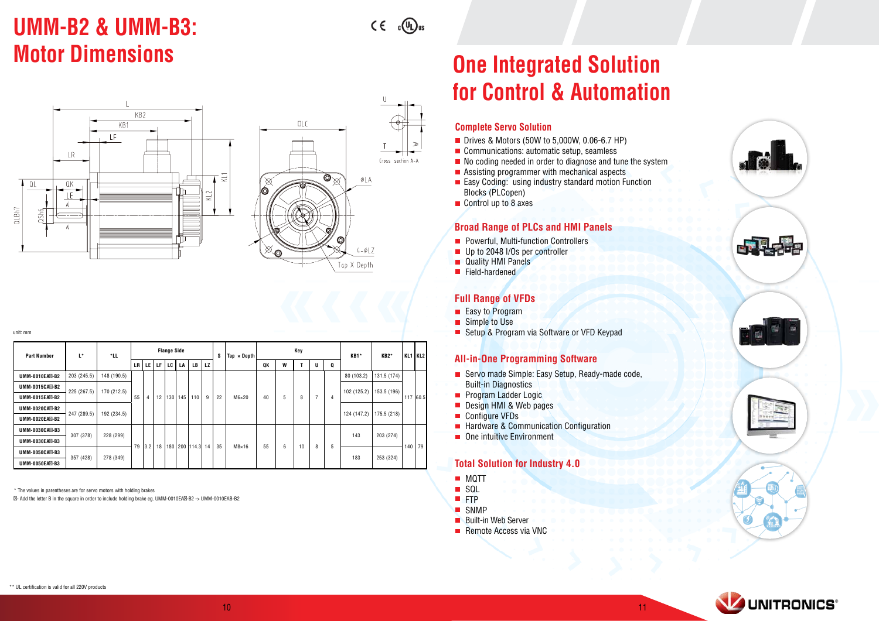# UMM-B2 & UMM-B3: Motor Dimensions

unit: mm

| Part Number | L* | *LL | Flange Side | | | | | | | S | Tap × Depth | Key | | | | | KB1* | KB2* | KL1 | KL2 |
|---|---|---|---|---|---|---|---|---|---|---|---|---|---|---|---|---|---|---|---|---|
| | | | LR | LE | LF | LC | LA | LB | LZ | | | QK | W | T | U | Q | | | | |
| UMM-0010EA☒-B2 | 203 (245.5) | 148 (190.5) | 55 | 4 | 12 | 130 | 145 | 110 | 9 | 22 | M6×20 | 40 | 5 | 8 | 7 | 4 | 80 (103.2) | 131.5 (174) | 117 | 60.5 |
| UMM-0015CA☒-B2 | 225 (267.5) | 170 (212.5) | 55 | 4 | 12 | 130 | 145 | 110 | 9 | 22 | M6×20 | 40 | 5 | 8 | 7 | 4 | 102 (125.2) | 153.5 (196) | 117 | 60.5 |
| UMM-0015EA☒-B2 | 225 (267.5) | 170 (212.5) | 55 | 4 | 12 | 130 | 145 | 110 | 9 | 22 | M6×20 | 40 | 5 | 8 | 7 | 4 | 102 (125.2) | 153.5 (196) | 117 | 60.5 |
| UMM-0020CA☒-B2 | 247 (289.5) | 192 (234.5) | 55 | 4 | 12 | 130 | 145 | 110 | 9 | 22 | M6×20 | 40 | 5 | 8 | 7 | 4 | 124 (147.2) | 175.5 (218) | 117 | 60.5 |
| UMM-0020EA☒-B2 | 247 (289.5) | 192 (234.5) | 55 | 4 | 12 | 130 | 145 | 110 | 9 | 22 | M6×20 | 40 | 5 | 8 | 7 | 4 | 124 (147.2) | 175.5 (218) | 117 | 60.5 |
| UMM-0030CA☒-B3 | 307 (378) | 228 (299) | 79 | 3.2 | 18 | 180 | 200 | 114.3 | 14 | 35 | M8×16 | 55 | 6 | 10 | 8 | 5 | 143 | 203 (274) | 140 | 79 |
| UMM-0030EA☒-B3 | 307 (378) | 228 (299) | 79 | 3.2 | 18 | 180 | 200 | 114.3 | 14 | 35 | M8×16 | 55 | 6 | 10 | 8 | 5 | 143 | 203 (274) | 140 | 79 |
| UMM-0050CA☒-B3 | 357 (428) | 278 (349) | 79 | 3.2 | 18 | 180 | 200 | 114.3 | 14 | 35 | M8×16 | 55 | 6 | 10 | 8 | 5 | 183 | 253 (324) | 140 | 79 |
| UMM-0050EA☒-B3 | 357 (428) | 278 (349) | 79 | 3.2 | 18 | 180 | 200 | 114.3 | 14 | 35 | M8×16 | 55 | 6 | 10 | 8 | 5 | 183 | 253 (324) | 140 | 79 |

* The values in parentheses are for servo motors with holding brakes

☒- Add the letter B in the square in order to include holding brake eg. UMM-0010EA☒-B2 -> UMM-0010EAB-B2

** UL certification is valid for all 220V products

# One Integrated Solution for Control & Automation

## Complete Servo Solution

- Drives & Motors (50W to 5,000W, 0.06-6.7 HP)
- Communications: automatic setup, seamless
- No coding needed in order to diagnose and tune the system
- Assisting programmer with mechanical aspects
- Easy Coding: using industry standard motion Function Blocks (PLCopen)
- Control up to 8 axes

## Broad Range of PLCs and HMI Panels

- Powerful, Multi-function Controllers
- Up to 2048 I/Os per controller
- Quality HMI Panels
- Field-hardened

## Full Range of VFDs

- Easy to Program
- Simple to Use
- Setup & Program via Software or VFD Keypad

## All-in-One Programming Software

- Servo made Simple: Easy Setup, Ready-made code, Built-in Diagnostics
- Program Ladder Logic
- Design HMI & Web pages
- Configure VFDs
- Hardware & Communication Configuration
- One intuitive Environment

## Total Solution for Industry 4.0

- MQTT
- SQL
- FTP
- SNMP
- Built-in Web Server
- Remote Access via VNC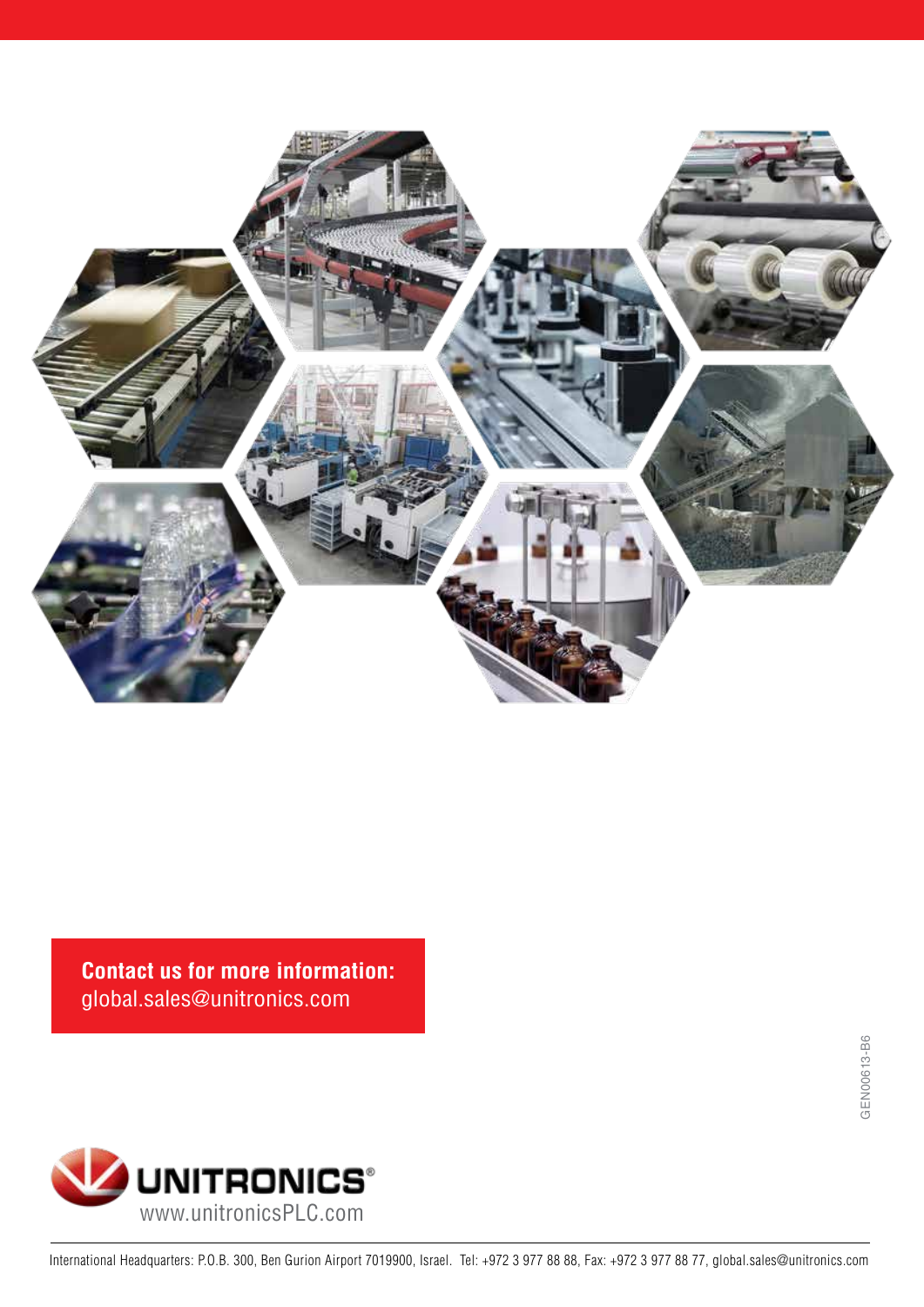**Contact us for more information:**
global.sales@unitronics.com

GEN00613-B6

UNITRONICS®
www.unitronicsPLC.com

International Headquarters: P.O.B. 300, Ben Gurion Airport 7019900, Israel. Tel: +972 3 977 88 88, Fax: +972 3 977 88 77, global.sales@unitronics.com